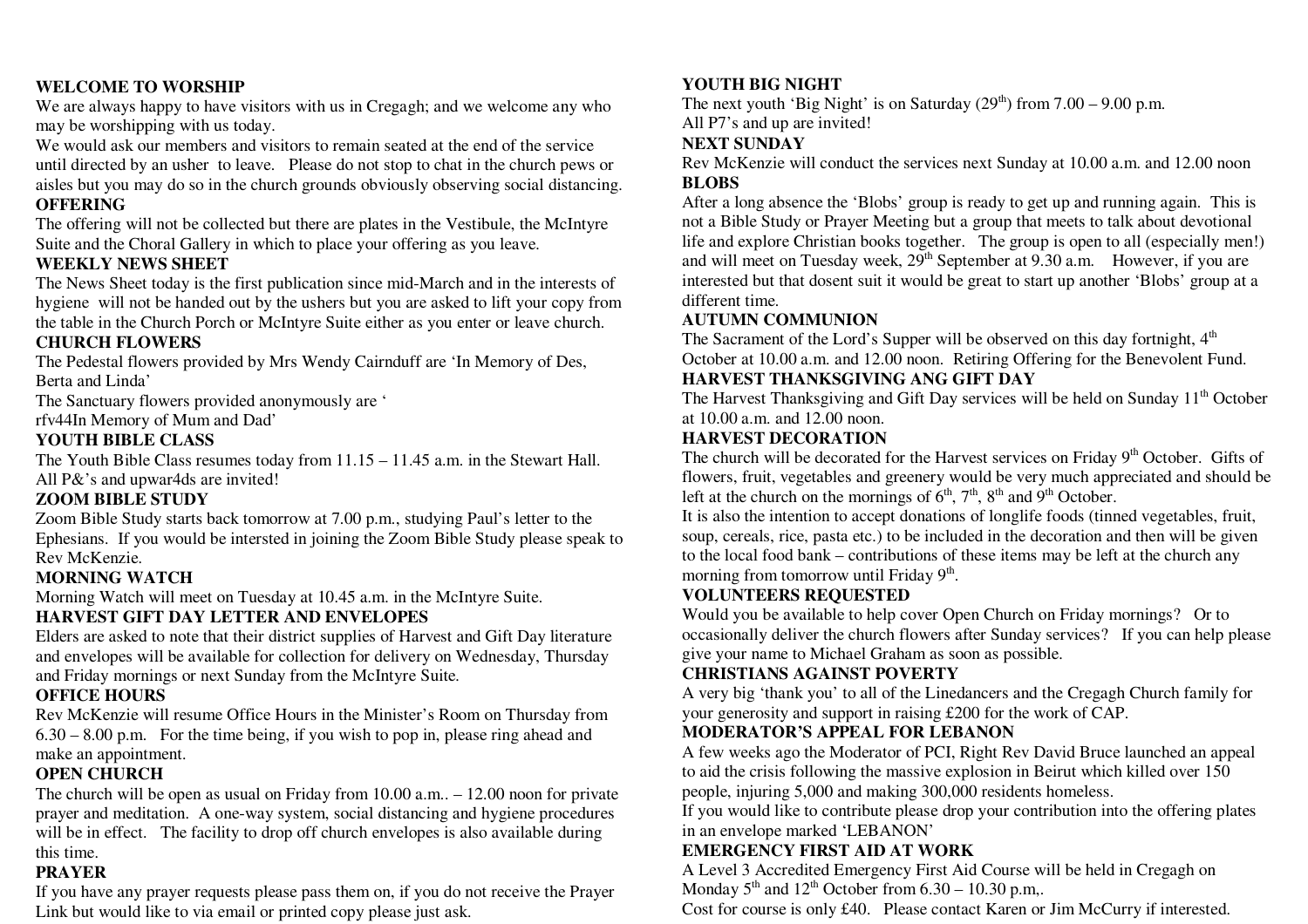**WELCOME TO WORSHIP**

We are always happy to have visitors with us in Cregagh; and we welcome any who may be worshipping with us today.

We would ask our members and visitors to remain seated at the end of the service until directed by an usher to leave. Please do not stop to chat in the church pews or aisles but you may do so in the church grounds obviously observing social distancing.

**OFFERING**

The offering will not be collected but there are plates in the Vestibule, the McIntyre Suite and the Choral Gallery in which to place your offering as you leave.

**WEEKLY NEWS SHEET**

The News Sheet today is the first publication since mid-March and in the interests of hygiene will not be handed out by the ushers but you are asked to lift your copy from the table in the Church Porch or McIntyre Suite either as you enter or leave church.

**CHURCH FLOWERS**

The Pedestal flowers provided by Mrs Wendy Cairnduff are 'In Memory of Des, Berta and Linda'

The Sanctuary flowers provided anonymously are '
rfv44In Memory of Mum and Dad'

**YOUTH BIBLE CLASS**

The Youth Bible Class resumes today from 11.15 – 11.45 a.m. in the Stewart Hall. All P&'s and upwar4ds are invited!

**ZOOM BIBLE STUDY**

Zoom Bible Study starts back tomorrow at 7.00 p.m., studying Paul's letter to the Ephesians. If you would be intersted in joining the Zoom Bible Study please speak to Rev McKenzie.

**MORNING WATCH**

Morning Watch will meet on Tuesday at 10.45 a.m. in the McIntyre Suite.

**HARVEST GIFT DAY LETTER AND ENVELOPES**

Elders are asked to note that their district supplies of Harvest and Gift Day literature and envelopes will be available for collection for delivery on Wednesday, Thursday and Friday mornings or next Sunday from the McIntyre Suite.

**OFFICE HOURS**

Rev McKenzie will resume Office Hours in the Minister's Room on Thursday from 6.30 – 8.00 p.m. For the time being, if you wish to pop in, please ring ahead and make an appointment.

**OPEN CHURCH**

The church will be open as usual on Friday from 10.00 a.m.. – 12.00 noon for private prayer and meditation. A one-way system, social distancing and hygiene procedures will be in effect. The facility to drop off church envelopes is also available during this time.

**PRAYER**

If you have any prayer requests please pass them on, if you do not receive the Prayer Link but would like to via email or printed copy please just ask.

**YOUTH BIG NIGHT**

The next youth 'Big Night' is on Saturday (29th) from 7.00 – 9.00 p.m.
All P7's and up are invited!

**NEXT SUNDAY**

Rev McKenzie will conduct the services next Sunday at 10.00 a.m. and 12.00 noon

**BLOBS**

After a long absence the 'Blobs' group is ready to get up and running again. This is not a Bible Study or Prayer Meeting but a group that meets to talk about devotional life and explore Christian books together. The group is open to all (especially men!) and will meet on Tuesday week, 29th September at 9.30 a.m. However, if you are interested but that dosent suit it would be great to start up another 'Blobs' group at a different time.

**AUTUMN COMMUNION**

The Sacrament of the Lord's Supper will be observed on this day fortnight, 4th October at 10.00 a.m. and 12.00 noon. Retiring Offering for the Benevolent Fund.

**HARVEST THANKSGIVING ANG GIFT DAY**

The Harvest Thanksgiving and Gift Day services will be held on Sunday 11th October at 10.00 a.m. and 12.00 noon.

**HARVEST DECORATION**

The church will be decorated for the Harvest services on Friday 9th October. Gifts of flowers, fruit, vegetables and greenery would be very much appreciated and should be left at the church on the mornings of 6th, 7th, 8th and 9th October.

It is also the intention to accept donations of longlife foods (tinned vegetables, fruit, soup, cereals, rice, pasta etc.) to be included in the decoration and then will be given to the local food bank – contributions of these items may be left at the church any morning from tomorrow until Friday 9th.

**VOLUNTEERS REQUESTED**

Would you be available to help cover Open Church on Friday mornings? Or to occasionally deliver the church flowers after Sunday services? If you can help please give your name to Michael Graham as soon as possible.

**CHRISTIANS AGAINST POVERTY**

A very big 'thank you' to all of the Linedancers and the Cregagh Church family for your generosity and support in raising £200 for the work of CAP.

**MODERATOR'S APPEAL FOR LEBANON**

A few weeks ago the Moderator of PCI, Right Rev David Bruce launched an appeal to aid the crisis following the massive explosion in Beirut which killed over 150 people, injuring 5,000 and making 300,000 residents homeless.

If you would like to contribute please drop your contribution into the offering plates in an envelope marked 'LEBANON'

**EMERGENCY FIRST AID AT WORK**

A Level 3 Accredited Emergency First Aid Course will be held in Cregagh on Monday 5th and 12th October from 6.30 – 10.30 p.m,.

Cost for course is only £40. Please contact Karen or Jim McCurry if interested.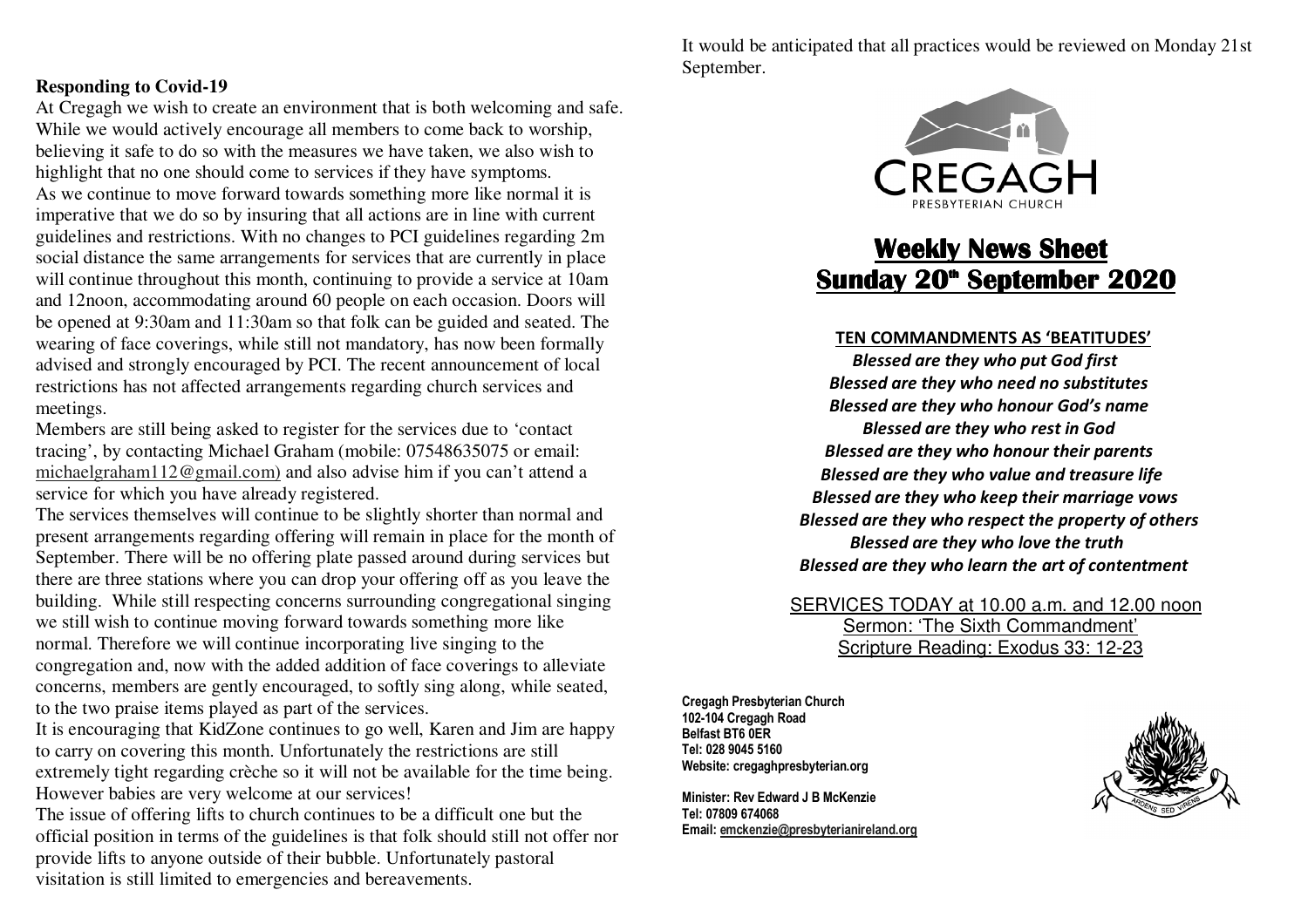**Responding to Covid-19**

At Cregagh we wish to create an environment that is both welcoming and safe. While we would actively encourage all members to come back to worship, believing it safe to do so with the measures we have taken, we also wish to highlight that no one should come to services if they have symptoms.

As we continue to move forward towards something more like normal it is imperative that we do so by insuring that all actions are in line with current guidelines and restrictions. With no changes to PCI guidelines regarding 2m social distance the same arrangements for services that are currently in place will continue throughout this month, continuing to provide a service at 10am and 12noon, accommodating around 60 people on each occasion. Doors will be opened at 9:30am and 11:30am so that folk can be guided and seated. The wearing of face coverings, while still not mandatory, has now been formally advised and strongly encouraged by PCI. The recent announcement of local restrictions has not affected arrangements regarding church services and meetings.

Members are still being asked to register for the services due to 'contact tracing', by contacting Michael Graham (mobile: 07548635075 or email: michaelgraham112@gmail.com) and also advise him if you can't attend a service for which you have already registered.

The services themselves will continue to be slightly shorter than normal and present arrangements regarding offering will remain in place for the month of September. There will be no offering plate passed around during services but there are three stations where you can drop your offering off as you leave the building. While still respecting concerns surrounding congregational singing we still wish to continue moving forward towards something more like normal. Therefore we will continue incorporating live singing to the congregation and, now with the added addition of face coverings to alleviate concerns, members are gently encouraged, to softly sing along, while seated, to the two praise items played as part of the services.

It is encouraging that KidZone continues to go well, Karen and Jim are happy to carry on covering this month. Unfortunately the restrictions are still extremely tight regarding crèche so it will not be available for the time being. However babies are very welcome at our services!

The issue of offering lifts to church continues to be a difficult one but the official position in terms of the guidelines is that folk should still not offer nor provide lifts to anyone outside of their bubble. Unfortunately pastoral visitation is still limited to emergencies and bereavements.

It would be anticipated that all practices would be reviewed on Monday 21st September.

CREGAGH
PRESBYTERIAN CHURCH

# Weekly News Sheet
# Sunday 20th September 2020

**TEN COMMANDMENTS AS 'BEATITUDES'**

*Blessed are they who put God first*
*Blessed are they who need no substitutes*
*Blessed are they who honour God's name*
*Blessed are they who rest in God*
*Blessed are they who honour their parents*
*Blessed are they who value and treasure life*
*Blessed are they who keep their marriage vows*
*Blessed are they who respect the property of others*
*Blessed are they who love the truth*
*Blessed are they who learn the art of contentment*

SERVICES TODAY at 10.00 a.m. and 12.00 noon
Sermon: 'The Sixth Commandment'
Scripture Reading: Exodus 33: 12-23

**Cregagh Presbyterian Church**
**102-104 Cregagh Road**
**Belfast BT6 0ER**
**Tel: 028 9045 5160**
**Website: cregaghpresbyterian.org**

**Minister: Rev Edward J B McKenzie**
**Tel: 07809 674068**
**Email: emckenzie@presbyterianireland.org**

ARDENS SED VIRENS